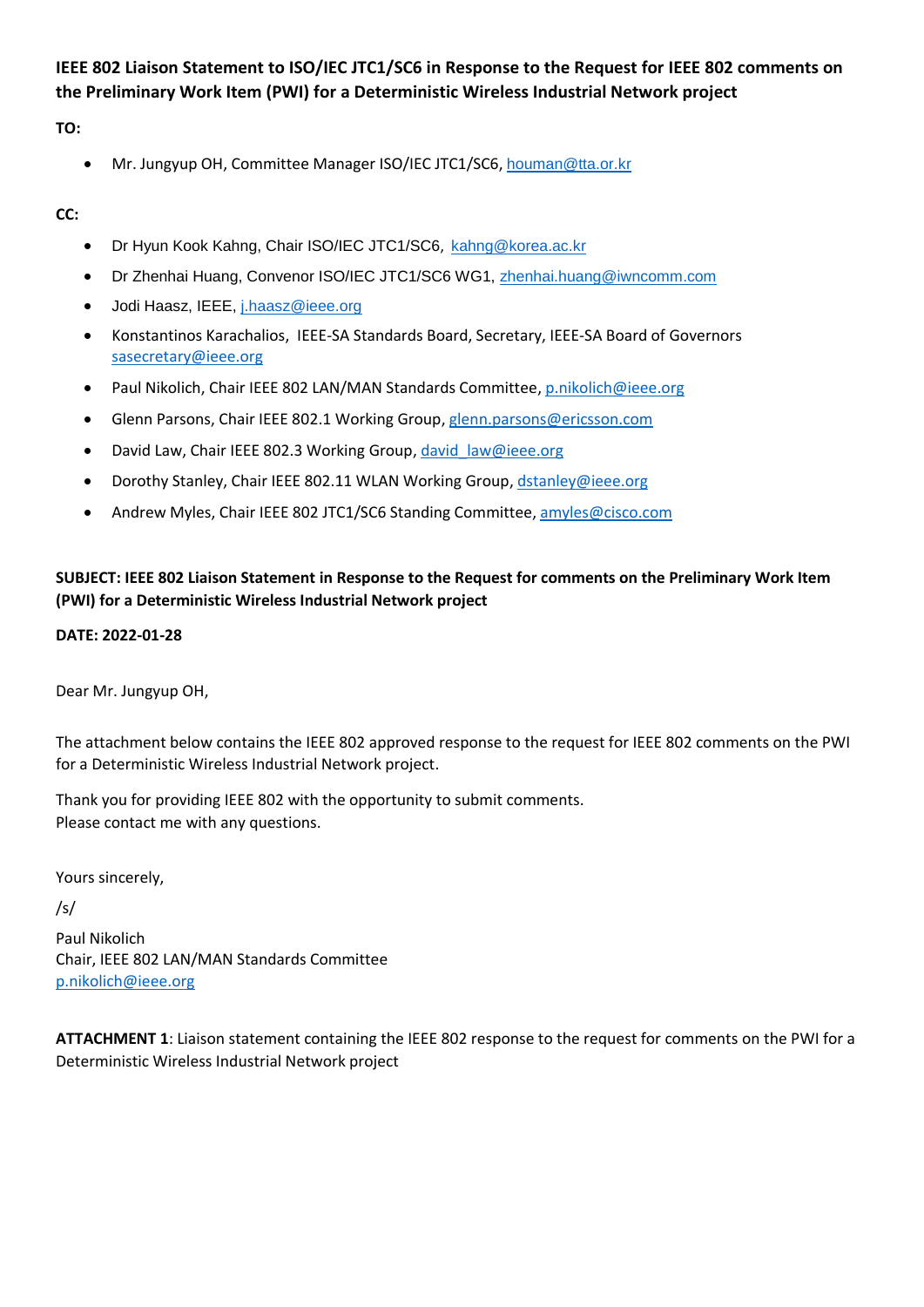**IEEE 802 Liaison Statement to ISO/IEC JTC1/SC6 in Response to the Request for IEEE 802 comments on the Preliminary Work Item (PWI) for a Deterministic Wireless Industrial Network project**

**TO:**

- Mr. Jungyup OH, Committee Manager ISO/IEC JTC1/SC6, houman@tta.or.kr

**CC:**

- Dr Hyun Kook Kahng, Chair ISO/IEC JTC1/SC6, kahng@korea.ac.kr
- Dr Zhenhai Huang, Convenor ISO/IEC JTC1/SC6 WG1, zhenhai.huang@iwncomm.com
- Jodi Haasz, IEEE, j.haasz@ieee.org
- Konstantinos Karachalios, IEEE-SA Standards Board, Secretary, IEEE-SA Board of Governors sasecretary@ieee.org
- Paul Nikolich, Chair IEEE 802 LAN/MAN Standards Committee, p.nikolich@ieee.org
- Glenn Parsons, Chair IEEE 802.1 Working Group, glenn.parsons@ericsson.com
- David Law, Chair IEEE 802.3 Working Group, david_law@ieee.org
- Dorothy Stanley, Chair IEEE 802.11 WLAN Working Group, dstanley@ieee.org
- Andrew Myles, Chair IEEE 802 JTC1/SC6 Standing Committee, amyles@cisco.com

**SUBJECT: IEEE 802 Liaison Statement in Response to the Request for comments on the Preliminary Work Item (PWI) for a Deterministic Wireless Industrial Network project**

**DATE: 2022-01-28**

Dear Mr. Jungyup OH,

The attachment below contains the IEEE 802 approved response to the request for IEEE 802 comments on the PWI for a Deterministic Wireless Industrial Network project.

Thank you for providing IEEE 802 with the opportunity to submit comments.
Please contact me with any questions.

Yours sincerely,

/s/

Paul Nikolich
Chair, IEEE 802 LAN/MAN Standards Committee
p.nikolich@ieee.org

**ATTACHMENT 1**: Liaison statement containing the IEEE 802 response to the request for comments on the PWI for a Deterministic Wireless Industrial Network project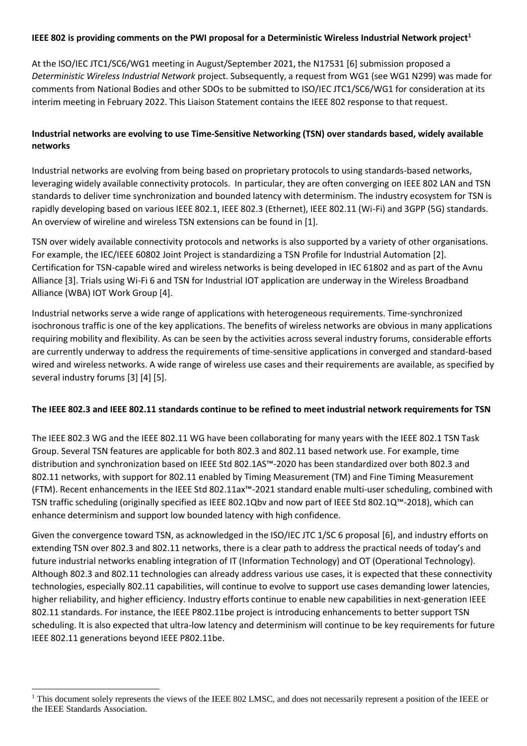**IEEE 802 is providing comments on the PWI proposal for a Deterministic Wireless Industrial Network project[1]**

At the ISO/IEC JTC1/SC6/WG1 meeting in August/September 2021, the N17531 [6] submission proposed a *Deterministic Wireless Industrial Network* project. Subsequently, a request from WG1 (see WG1 N299) was made for comments from National Bodies and other SDOs to be submitted to ISO/IEC JTC1/SC6/WG1 for consideration at its interim meeting in February 2022. This Liaison Statement contains the IEEE 802 response to that request.

**Industrial networks are evolving to use Time-Sensitive Networking (TSN) over standards based, widely available networks**

Industrial networks are evolving from being based on proprietary protocols to using standards-based networks, leveraging widely available connectivity protocols. In particular, they are often converging on IEEE 802 LAN and TSN standards to deliver time synchronization and bounded latency with determinism. The industry ecosystem for TSN is rapidly developing based on various IEEE 802.1, IEEE 802.3 (Ethernet), IEEE 802.11 (Wi-Fi) and 3GPP (5G) standards. An overview of wireline and wireless TSN extensions can be found in [1].

TSN over widely available connectivity protocols and networks is also supported by a variety of other organisations. For example, the IEC/IEEE 60802 Joint Project is standardizing a TSN Profile for Industrial Automation [2]. Certification for TSN-capable wired and wireless networks is being developed in IEC 61802 and as part of the Avnu Alliance [3]. Trials using Wi-Fi 6 and TSN for Industrial IOT application are underway in the Wireless Broadband Alliance (WBA) IOT Work Group [4].

Industrial networks serve a wide range of applications with heterogeneous requirements. Time-synchronized isochronous traffic is one of the key applications. The benefits of wireless networks are obvious in many applications requiring mobility and flexibility. As can be seen by the activities across several industry forums, considerable efforts are currently underway to address the requirements of time-sensitive applications in converged and standard-based wired and wireless networks. A wide range of wireless use cases and their requirements are available, as specified by several industry forums [3] [4] [5].

**The IEEE 802.3 and IEEE 802.11 standards continue to be refined to meet industrial network requirements for TSN**

The IEEE 802.3 WG and the IEEE 802.11 WG have been collaborating for many years with the IEEE 802.1 TSN Task Group. Several TSN features are applicable for both 802.3 and 802.11 based network use. For example, time distribution and synchronization based on IEEE Std 802.1AS™-2020 has been standardized over both 802.3 and 802.11 networks, with support for 802.11 enabled by Timing Measurement (TM) and Fine Timing Measurement (FTM). Recent enhancements in the IEEE Std 802.11ax™-2021 standard enable multi-user scheduling, combined with TSN traffic scheduling (originally specified as IEEE 802.1Qbv and now part of IEEE Std 802.1Q™-2018), which can enhance determinism and support low bounded latency with high confidence.

Given the convergence toward TSN, as acknowledged in the ISO/IEC JTC 1/SC 6 proposal [6], and industry efforts on extending TSN over 802.3 and 802.11 networks, there is a clear path to address the practical needs of today's and future industrial networks enabling integration of IT (Information Technology) and OT (Operational Technology). Although 802.3 and 802.11 technologies can already address various use cases, it is expected that these connectivity technologies, especially 802.11 capabilities, will continue to evolve to support use cases demanding lower latencies, higher reliability, and higher efficiency. Industry efforts continue to enable new capabilities in next-generation IEEE 802.11 standards. For instance, the IEEE P802.11be project is introducing enhancements to better support TSN scheduling. It is also expected that ultra-low latency and determinism will continue to be key requirements for future IEEE 802.11 generations beyond IEEE P802.11be.

[1] This document solely represents the views of the IEEE 802 LMSC, and does not necessarily represent a position of the IEEE or the IEEE Standards Association.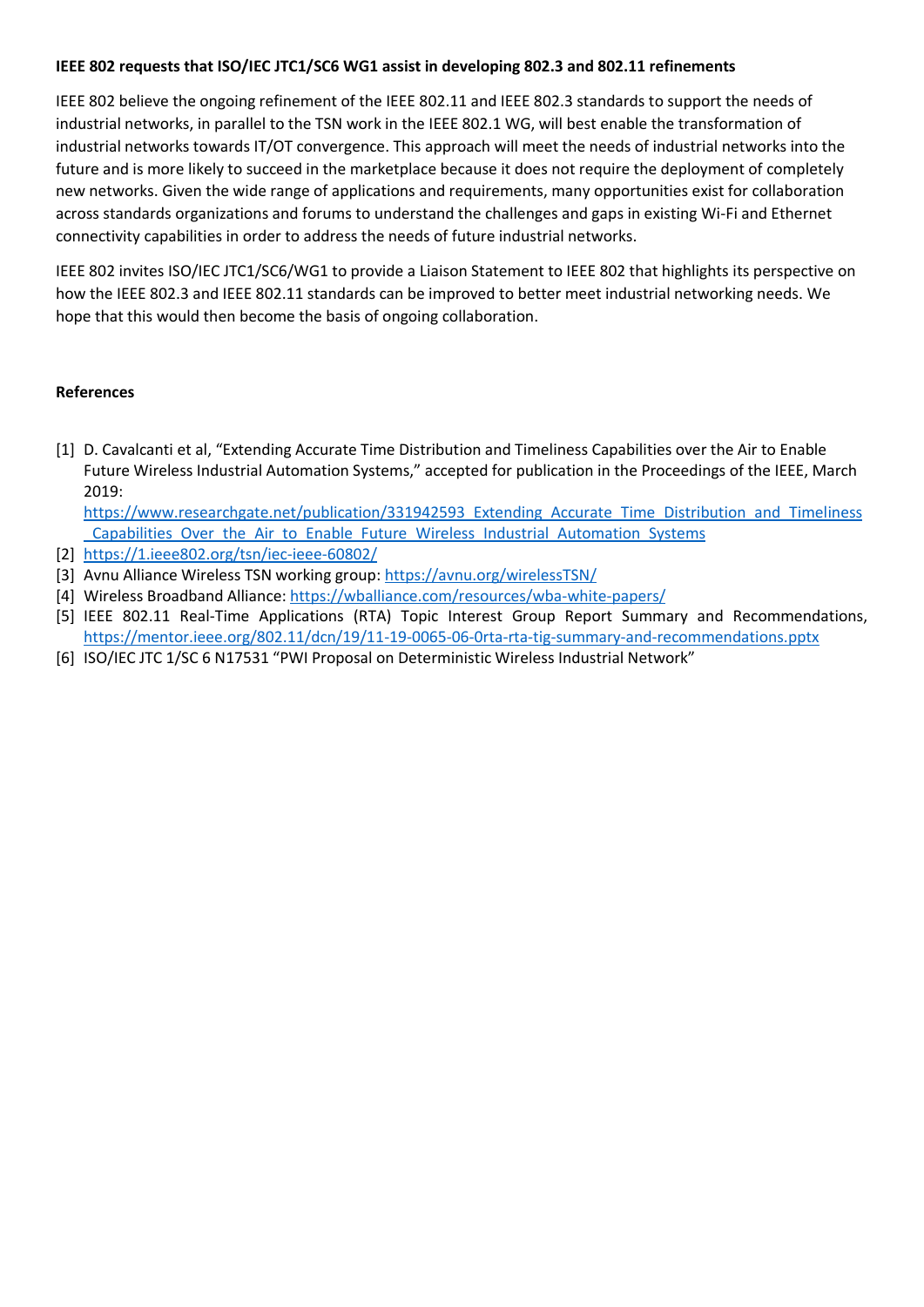**IEEE 802 requests that ISO/IEC JTC1/SC6 WG1 assist in developing 802.3 and 802.11 refinements**

IEEE 802 believe the ongoing refinement of the IEEE 802.11 and IEEE 802.3 standards to support the needs of industrial networks, in parallel to the TSN work in the IEEE 802.1 WG, will best enable the transformation of industrial networks towards IT/OT convergence. This approach will meet the needs of industrial networks into the future and is more likely to succeed in the marketplace because it does not require the deployment of completely new networks. Given the wide range of applications and requirements, many opportunities exist for collaboration across standards organizations and forums to understand the challenges and gaps in existing Wi-Fi and Ethernet connectivity capabilities in order to address the needs of future industrial networks.

IEEE 802 invites ISO/IEC JTC1/SC6/WG1 to provide a Liaison Statement to IEEE 802 that highlights its perspective on how the IEEE 802.3 and IEEE 802.11 standards can be improved to better meet industrial networking needs. We hope that this would then become the basis of ongoing collaboration.

**References**

[1] D. Cavalcanti et al, "Extending Accurate Time Distribution and Timeliness Capabilities over the Air to Enable Future Wireless Industrial Automation Systems," accepted for publication in the Proceedings of the IEEE, March 2019: https://www.researchgate.net/publication/331942593_Extending_Accurate_Time_Distribution_and_Timeliness_Capabilities_Over_the_Air_to_Enable_Future_Wireless_Industrial_Automation_Systems

[2] https://1.ieee802.org/tsn/iec-ieee-60802/

[3] Avnu Alliance Wireless TSN working group: https://avnu.org/wirelessTSN/

[4] Wireless Broadband Alliance: https://wballiance.com/resources/wba-white-papers/

[5] IEEE 802.11 Real-Time Applications (RTA) Topic Interest Group Report Summary and Recommendations, https://mentor.ieee.org/802.11/dcn/19/11-19-0065-06-0rta-rta-tig-summary-and-recommendations.pptx

[6] ISO/IEC JTC 1/SC 6 N17531 "PWI Proposal on Deterministic Wireless Industrial Network"